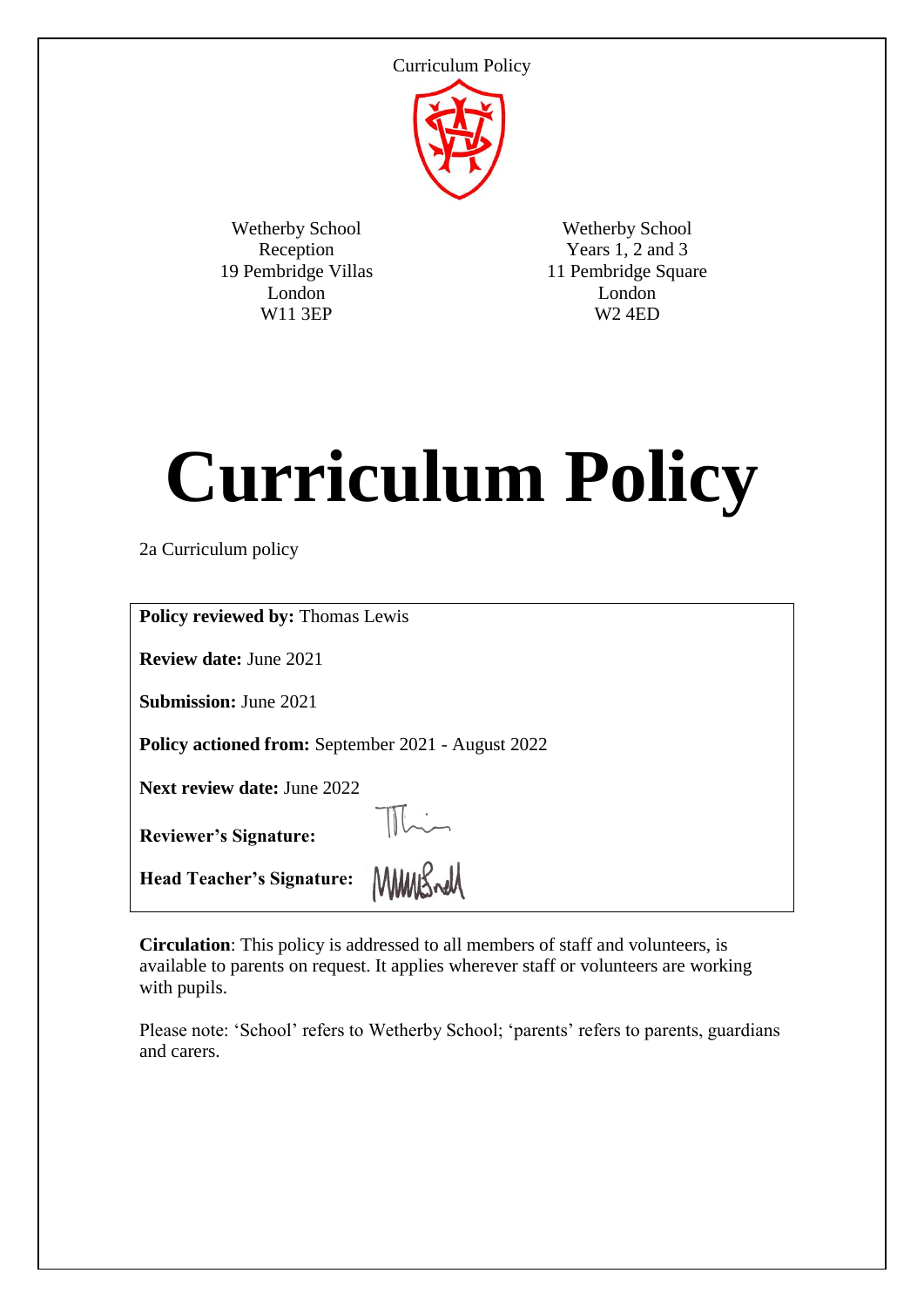Wetherby School
Reception
19 Pembridge Villas
London
W11 3EP

Wetherby School
Years 1, 2 and 3
11 Pembridge Square
London
W2 4ED

# Curriculum Policy

2a Curriculum policy

**Policy reviewed by:** Thomas Lewis

**Review date:** June 2021

**Submission:** June 2021

**Policy actioned from:** September 2021 - August 2022

**Next review date:** June 2022

**Reviewer's Signature:**

**Head Teacher's Signature:**

**Circulation**: This policy is addressed to all members of staff and volunteers, is available to parents on request. It applies wherever staff or volunteers are working with pupils.

Please note: 'School' refers to Wetherby School; 'parents' refers to parents, guardians and carers.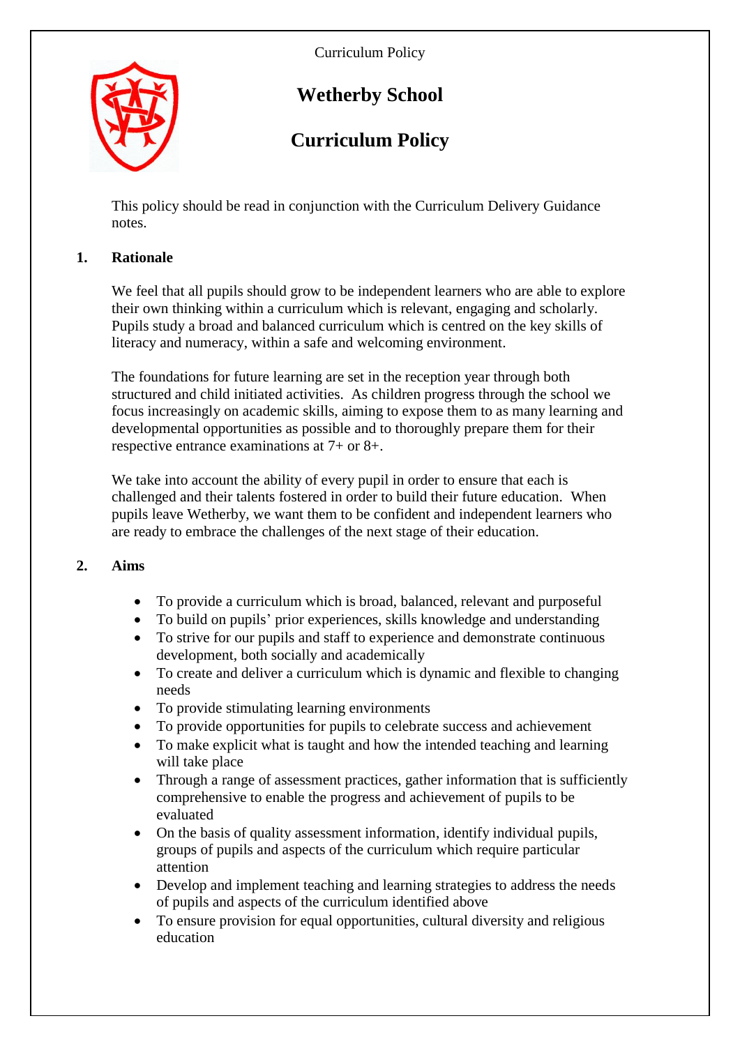# Wetherby School

# Curriculum Policy

This policy should be read in conjunction with the Curriculum Delivery Guidance notes.

## 1. Rationale

We feel that all pupils should grow to be independent learners who are able to explore their own thinking within a curriculum which is relevant, engaging and scholarly. Pupils study a broad and balanced curriculum which is centred on the key skills of literacy and numeracy, within a safe and welcoming environment.

The foundations for future learning are set in the reception year through both structured and child initiated activities. As children progress through the school we focus increasingly on academic skills, aiming to expose them to as many learning and developmental opportunities as possible and to thoroughly prepare them for their respective entrance examinations at 7+ or 8+.

We take into account the ability of every pupil in order to ensure that each is challenged and their talents fostered in order to build their future education. When pupils leave Wetherby, we want them to be confident and independent learners who are ready to embrace the challenges of the next stage of their education.

## 2. Aims

- To provide a curriculum which is broad, balanced, relevant and purposeful
- To build on pupils' prior experiences, skills knowledge and understanding
- To strive for our pupils and staff to experience and demonstrate continuous development, both socially and academically
- To create and deliver a curriculum which is dynamic and flexible to changing needs
- To provide stimulating learning environments
- To provide opportunities for pupils to celebrate success and achievement
- To make explicit what is taught and how the intended teaching and learning will take place
- Through a range of assessment practices, gather information that is sufficiently comprehensive to enable the progress and achievement of pupils to be evaluated
- On the basis of quality assessment information, identify individual pupils, groups of pupils and aspects of the curriculum which require particular attention
- Develop and implement teaching and learning strategies to address the needs of pupils and aspects of the curriculum identified above
- To ensure provision for equal opportunities, cultural diversity and religious education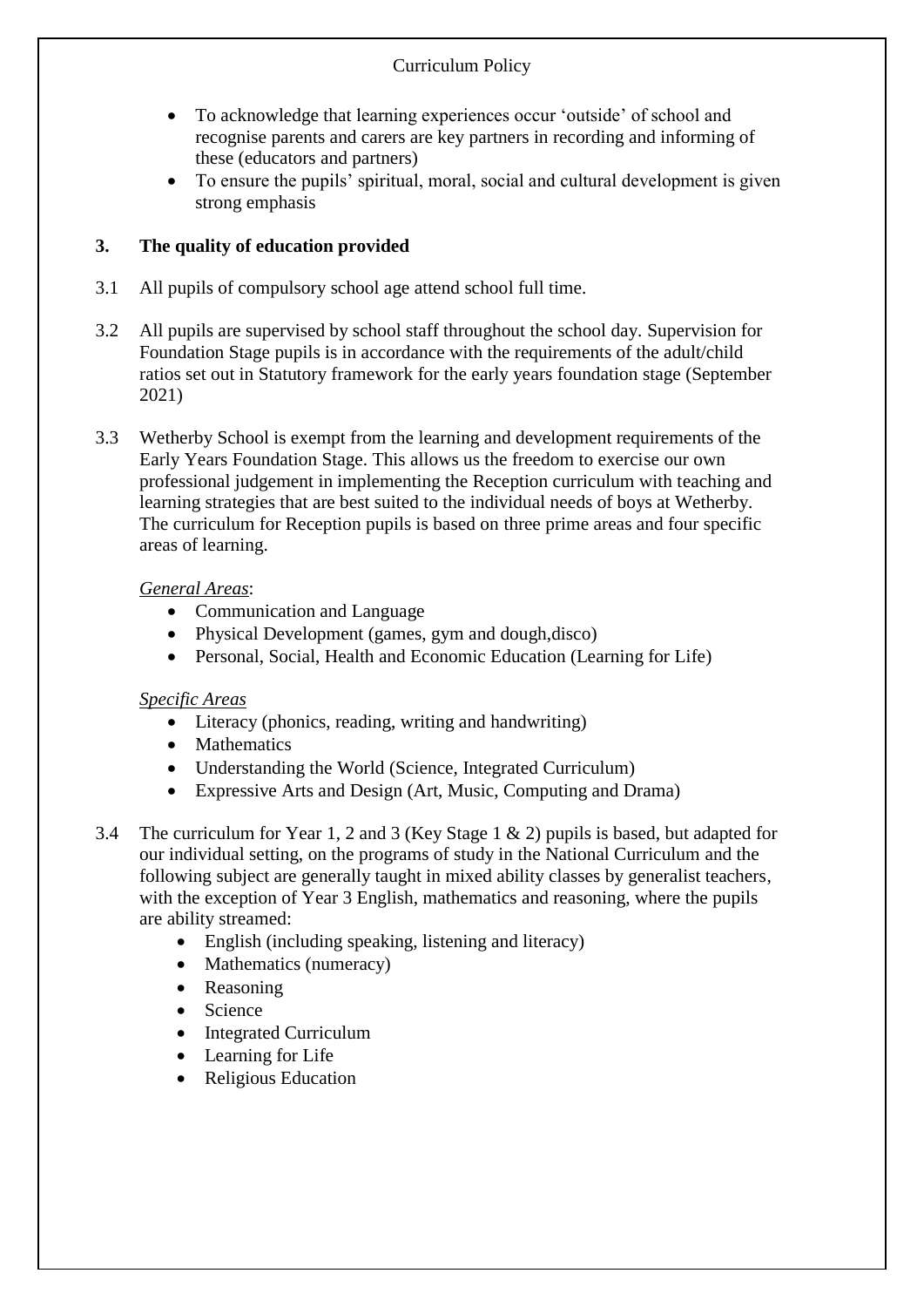- To acknowledge that learning experiences occur 'outside' of school and recognise parents and carers are key partners in recording and informing of these (educators and partners)
- To ensure the pupils' spiritual, moral, social and cultural development is given strong emphasis

## 3. The quality of education provided

3.1 All pupils of compulsory school age attend school full time.

3.2 All pupils are supervised by school staff throughout the school day. Supervision for Foundation Stage pupils is in accordance with the requirements of the adult/child ratios set out in Statutory framework for the early years foundation stage (September 2021)

3.3 Wetherby School is exempt from the learning and development requirements of the Early Years Foundation Stage. This allows us the freedom to exercise our own professional judgement in implementing the Reception curriculum with teaching and learning strategies that are best suited to the individual needs of boys at Wetherby. The curriculum for Reception pupils is based on three prime areas and four specific areas of learning.

*General Areas*:

- Communication and Language
- Physical Development (games, gym and dough,disco)
- Personal, Social, Health and Economic Education (Learning for Life)

*Specific Areas*

- Literacy (phonics, reading, writing and handwriting)
- Mathematics
- Understanding the World (Science, Integrated Curriculum)
- Expressive Arts and Design (Art, Music, Computing and Drama)

3.4 The curriculum for Year 1, 2 and 3 (Key Stage 1 & 2) pupils is based, but adapted for our individual setting, on the programs of study in the National Curriculum and the following subject are generally taught in mixed ability classes by generalist teachers, with the exception of Year 3 English, mathematics and reasoning, where the pupils are ability streamed:

- English (including speaking, listening and literacy)
- Mathematics (numeracy)
- Reasoning
- Science
- Integrated Curriculum
- Learning for Life
- Religious Education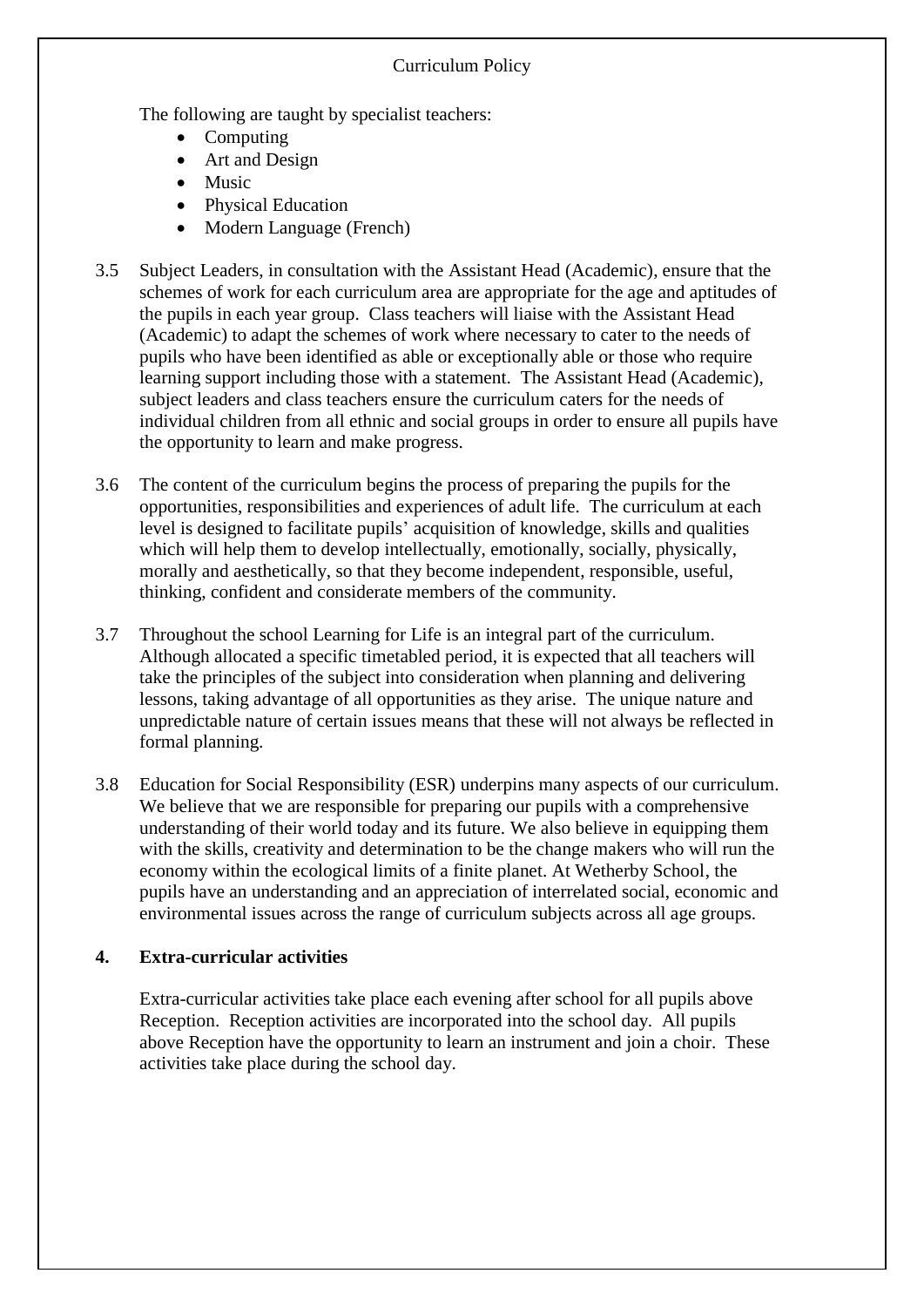The following are taught by specialist teachers:

- Computing
- Art and Design
- Music
- Physical Education
- Modern Language (French)

3.5 Subject Leaders, in consultation with the Assistant Head (Academic), ensure that the schemes of work for each curriculum area are appropriate for the age and aptitudes of the pupils in each year group. Class teachers will liaise with the Assistant Head (Academic) to adapt the schemes of work where necessary to cater to the needs of pupils who have been identified as able or exceptionally able or those who require learning support including those with a statement. The Assistant Head (Academic), subject leaders and class teachers ensure the curriculum caters for the needs of individual children from all ethnic and social groups in order to ensure all pupils have the opportunity to learn and make progress.

3.6 The content of the curriculum begins the process of preparing the pupils for the opportunities, responsibilities and experiences of adult life. The curriculum at each level is designed to facilitate pupils' acquisition of knowledge, skills and qualities which will help them to develop intellectually, emotionally, socially, physically, morally and aesthetically, so that they become independent, responsible, useful, thinking, confident and considerate members of the community.

3.7 Throughout the school Learning for Life is an integral part of the curriculum. Although allocated a specific timetabled period, it is expected that all teachers will take the principles of the subject into consideration when planning and delivering lessons, taking advantage of all opportunities as they arise. The unique nature and unpredictable nature of certain issues means that these will not always be reflected in formal planning.

3.8 Education for Social Responsibility (ESR) underpins many aspects of our curriculum. We believe that we are responsible for preparing our pupils with a comprehensive understanding of their world today and its future. We also believe in equipping them with the skills, creativity and determination to be the change makers who will run the economy within the ecological limits of a finite planet. At Wetherby School, the pupils have an understanding and an appreciation of interrelated social, economic and environmental issues across the range of curriculum subjects across all age groups.

## 4. Extra-curricular activities

Extra-curricular activities take place each evening after school for all pupils above Reception. Reception activities are incorporated into the school day. All pupils above Reception have the opportunity to learn an instrument and join a choir. These activities take place during the school day.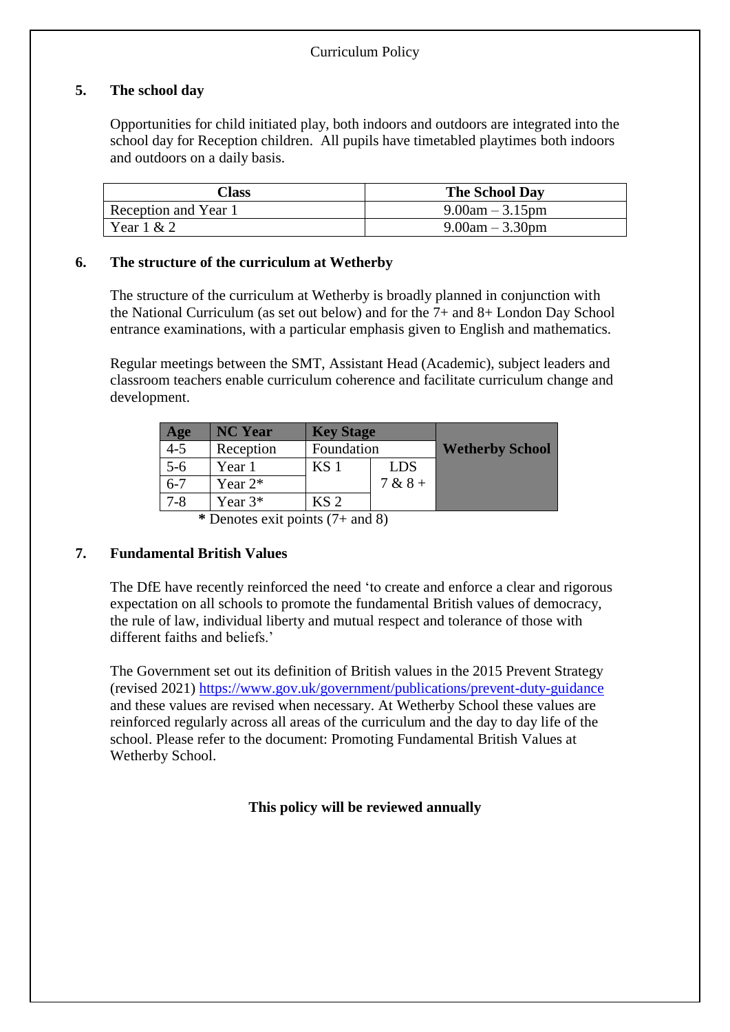## 5. The school day

Opportunities for child initiated play, both indoors and outdoors are integrated into the school day for Reception children. All pupils have timetabled playtimes both indoors and outdoors on a daily basis.

| Class | The School Day |
|---|---|
| Reception and Year 1 | 9.00am – 3.15pm |
| Year 1 & 2 | 9.00am – 3.30pm |

## 6. The structure of the curriculum at Wetherby

The structure of the curriculum at Wetherby is broadly planned in conjunction with the National Curriculum (as set out below) and for the 7+ and 8+ London Day School entrance examinations, with a particular emphasis given to English and mathematics.

Regular meetings between the SMT, Assistant Head (Academic), subject leaders and classroom teachers enable curriculum coherence and facilitate curriculum change and development.

| Age | NC Year | Key Stage | | Wetherby School |
|---|---|---|---|---|
| 4-5 | Reception | Foundation | | |
| 5-6 | Year 1 | KS 1 | LDS 7 & 8 + | |
| 6-7 | Year 2* | | | |
| 7-8 | Year 3* | KS 2 | | |

**\*** Denotes exit points (7+ and 8)

## 7. Fundamental British Values

The DfE have recently reinforced the need 'to create and enforce a clear and rigorous expectation on all schools to promote the fundamental British values of democracy, the rule of law, individual liberty and mutual respect and tolerance of those with different faiths and beliefs.'

The Government set out its definition of British values in the 2015 Prevent Strategy (revised 2021) https://www.gov.uk/government/publications/prevent-duty-guidance and these values are revised when necessary. At Wetherby School these values are reinforced regularly across all areas of the curriculum and the day to day life of the school. Please refer to the document: Promoting Fundamental British Values at Wetherby School.

**This policy will be reviewed annually**